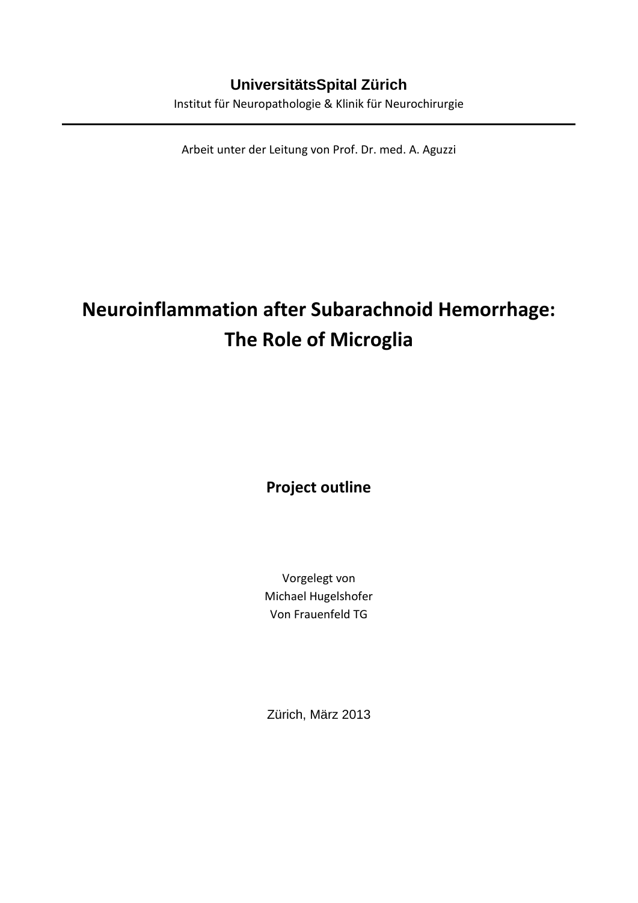**UniversitätsSpital Zürich**

Institut für Neuropathologie & Klinik für Neurochirurgie

---

Arbeit unter der Leitung von Prof. Dr. med. A. Aguzzi

# Neuroinflammation after Subarachnoid Hemorrhage: The Role of Microglia

**Project outline**

Vorgelegt von
Michael Hugelshofer
Von Frauenfeld TG

Zürich, März 2013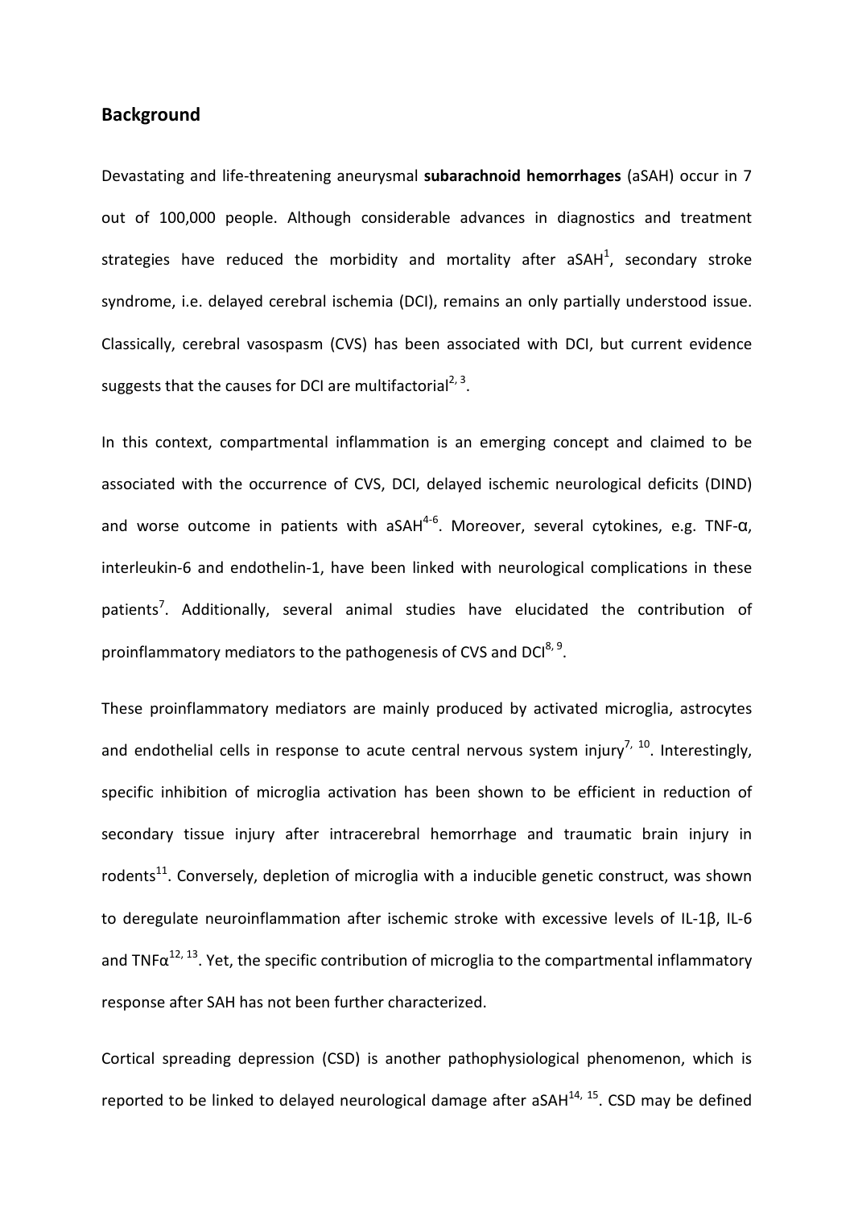## Background

Devastating and life-threatening aneurysmal **subarachnoid hemorrhages** (aSAH) occur in 7 out of 100,000 people. Although considerable advances in diagnostics and treatment strategies have reduced the morbidity and mortality after aSAH[1], secondary stroke syndrome, i.e. delayed cerebral ischemia (DCI), remains an only partially understood issue. Classically, cerebral vasospasm (CVS) has been associated with DCI, but current evidence suggests that the causes for DCI are multifactorial[2, 3].

In this context, compartmental inflammation is an emerging concept and claimed to be associated with the occurrence of CVS, DCI, delayed ischemic neurological deficits (DIND) and worse outcome in patients with aSAH[4-6]. Moreover, several cytokines, e.g. TNF-α, interleukin-6 and endothelin-1, have been linked with neurological complications in these patients[7]. Additionally, several animal studies have elucidated the contribution of proinflammatory mediators to the pathogenesis of CVS and DCI[8, 9].

These proinflammatory mediators are mainly produced by activated microglia, astrocytes and endothelial cells in response to acute central nervous system injury[7, 10]. Interestingly, specific inhibition of microglia activation has been shown to be efficient in reduction of secondary tissue injury after intracerebral hemorrhage and traumatic brain injury in rodents[11]. Conversely, depletion of microglia with a inducible genetic construct, was shown to deregulate neuroinflammation after ischemic stroke with excessive levels of IL-1β, IL-6 and TNFα[12, 13]. Yet, the specific contribution of microglia to the compartmental inflammatory response after SAH has not been further characterized.

Cortical spreading depression (CSD) is another pathophysiological phenomenon, which is reported to be linked to delayed neurological damage after aSAH[14, 15]. CSD may be defined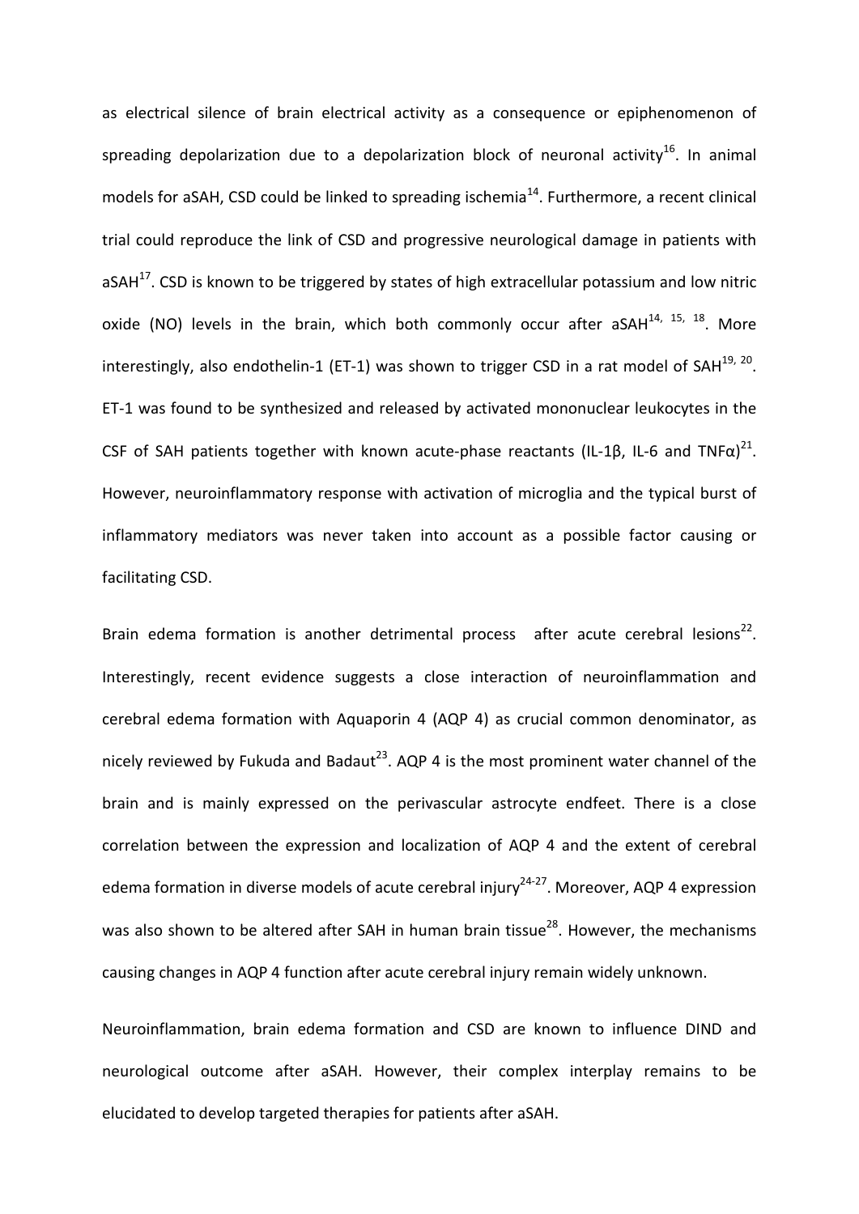as electrical silence of brain electrical activity as a consequence or epiphenomenon of spreading depolarization due to a depolarization block of neuronal activity[16]. In animal models for aSAH, CSD could be linked to spreading ischemia[14]. Furthermore, a recent clinical trial could reproduce the link of CSD and progressive neurological damage in patients with aSAH[17]. CSD is known to be triggered by states of high extracellular potassium and low nitric oxide (NO) levels in the brain, which both commonly occur after aSAH[14, 15, 18]. More interestingly, also endothelin-1 (ET-1) was shown to trigger CSD in a rat model of SAH[19, 20]. ET-1 was found to be synthesized and released by activated mononuclear leukocytes in the CSF of SAH patients together with known acute-phase reactants (IL-1β, IL-6 and TNFα)[21]. However, neuroinflammatory response with activation of microglia and the typical burst of inflammatory mediators was never taken into account as a possible factor causing or facilitating CSD.

Brain edema formation is another detrimental process after acute cerebral lesions[22]. Interestingly, recent evidence suggests a close interaction of neuroinflammation and cerebral edema formation with Aquaporin 4 (AQP 4) as crucial common denominator, as nicely reviewed by Fukuda and Badaut[23]. AQP 4 is the most prominent water channel of the brain and is mainly expressed on the perivascular astrocyte endfeet. There is a close correlation between the expression and localization of AQP 4 and the extent of cerebral edema formation in diverse models of acute cerebral injury[24-27]. Moreover, AQP 4 expression was also shown to be altered after SAH in human brain tissue[28]. However, the mechanisms causing changes in AQP 4 function after acute cerebral injury remain widely unknown.

Neuroinflammation, brain edema formation and CSD are known to influence DIND and neurological outcome after aSAH. However, their complex interplay remains to be elucidated to develop targeted therapies for patients after aSAH.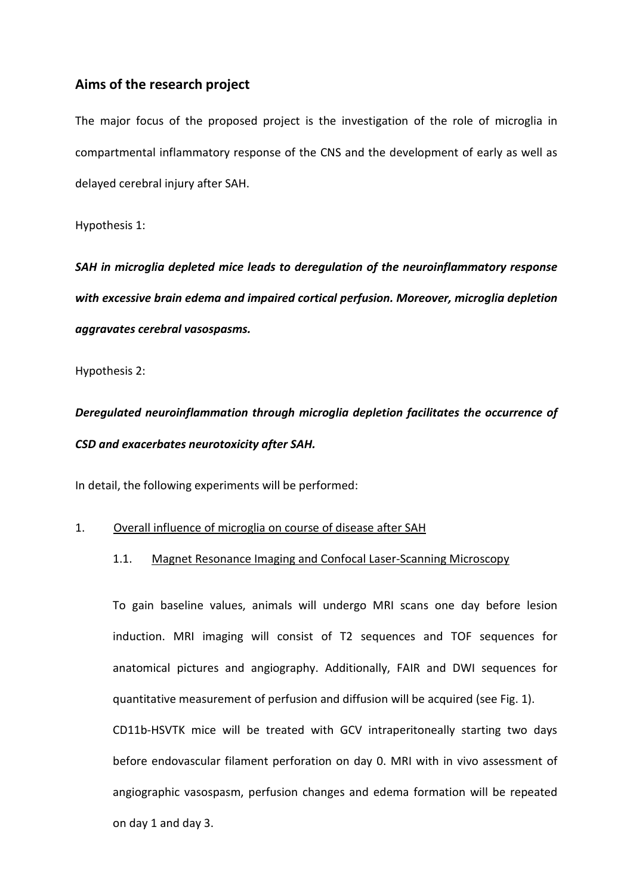## Aims of the research project

The major focus of the proposed project is the investigation of the role of microglia in compartmental inflammatory response of the CNS and the development of early as well as delayed cerebral injury after SAH.

Hypothesis 1:

***SAH in microglia depleted mice leads to deregulation of the neuroinflammatory response with excessive brain edema and impaired cortical perfusion. Moreover, microglia depletion aggravates cerebral vasospasms.***

Hypothesis 2:

***Deregulated neuroinflammation through microglia depletion facilitates the occurrence of CSD and exacerbates neurotoxicity after SAH.***

In detail, the following experiments will be performed:

1. <u>Overall influence of microglia on course of disease after SAH</u>

   1.1. <u>Magnet Resonance Imaging and Confocal Laser-Scanning Microscopy</u>

   To gain baseline values, animals will undergo MRI scans one day before lesion induction. MRI imaging will consist of T2 sequences and TOF sequences for anatomical pictures and angiography. Additionally, FAIR and DWI sequences for quantitative measurement of perfusion and diffusion will be acquired (see Fig. 1).

   CD11b-HSVTK mice will be treated with GCV intraperitoneally starting two days before endovascular filament perforation on day 0. MRI with in vivo assessment of angiographic vasospasm, perfusion changes and edema formation will be repeated on day 1 and day 3.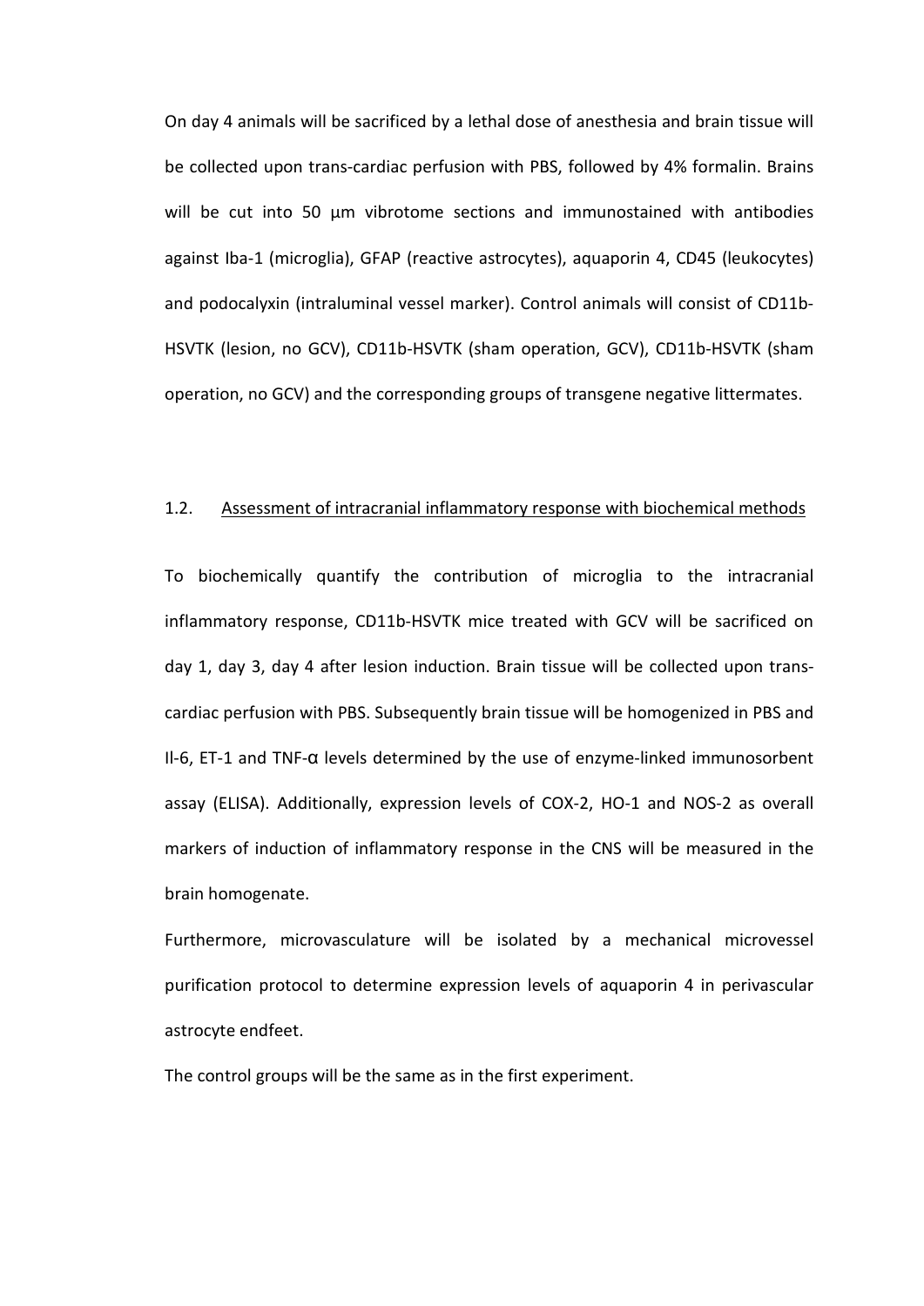On day 4 animals will be sacrificed by a lethal dose of anesthesia and brain tissue will be collected upon trans-cardiac perfusion with PBS, followed by 4% formalin. Brains will be cut into 50 µm vibrotome sections and immunostained with antibodies against Iba-1 (microglia), GFAP (reactive astrocytes), aquaporin 4, CD45 (leukocytes) and podocalyxin (intraluminal vessel marker). Control animals will consist of CD11b-HSVTK (lesion, no GCV), CD11b-HSVTK (sham operation, GCV), CD11b-HSVTK (sham operation, no GCV) and the corresponding groups of transgene negative littermates.

### 1.2. Assessment of intracranial inflammatory response with biochemical methods

To biochemically quantify the contribution of microglia to the intracranial inflammatory response, CD11b-HSVTK mice treated with GCV will be sacrificed on day 1, day 3, day 4 after lesion induction. Brain tissue will be collected upon trans-cardiac perfusion with PBS. Subsequently brain tissue will be homogenized in PBS and Il-6, ET-1 and TNF-α levels determined by the use of enzyme-linked immunosorbent assay (ELISA). Additionally, expression levels of COX-2, HO-1 and NOS-2 as overall markers of induction of inflammatory response in the CNS will be measured in the brain homogenate.

Furthermore, microvasculature will be isolated by a mechanical microvessel purification protocol to determine expression levels of aquaporin 4 in perivascular astrocyte endfeet.

The control groups will be the same as in the first experiment.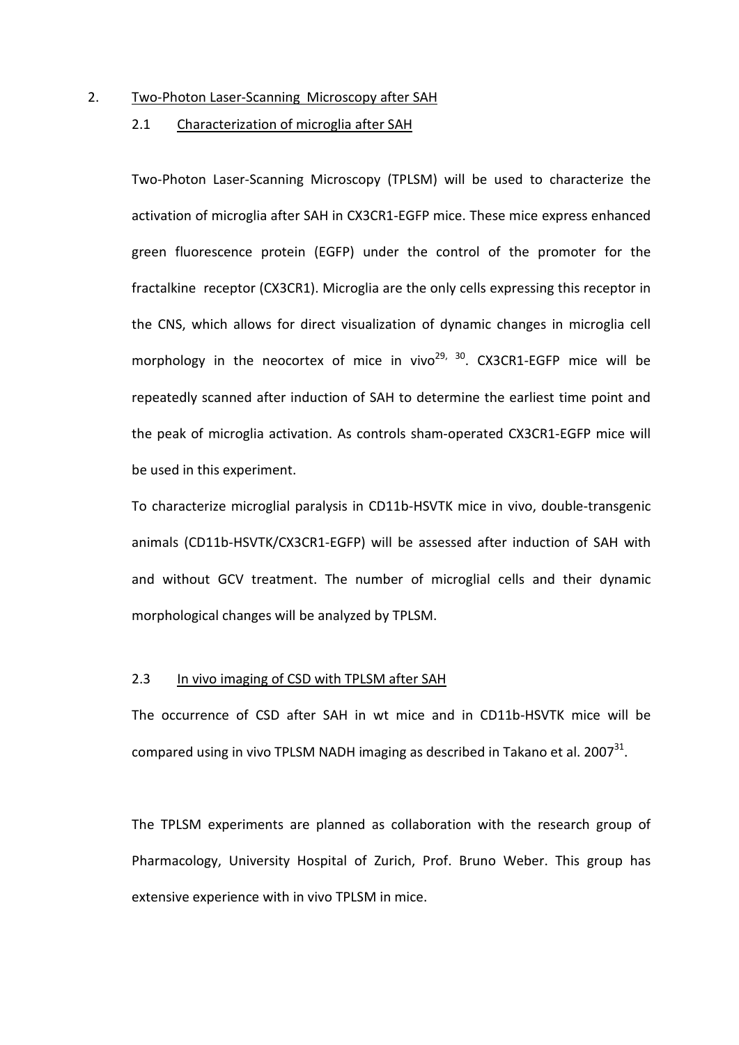## 2. Two-Photon Laser-Scanning Microscopy after SAH

### 2.1 Characterization of microglia after SAH

Two-Photon Laser-Scanning Microscopy (TPLSM) will be used to characterize the activation of microglia after SAH in CX3CR1-EGFP mice. These mice express enhanced green fluorescence protein (EGFP) under the control of the promoter for the fractalkine receptor (CX3CR1). Microglia are the only cells expressing this receptor in the CNS, which allows for direct visualization of dynamic changes in microglia cell morphology in the neocortex of mice in vivo[29, 30]. CX3CR1-EGFP mice will be repeatedly scanned after induction of SAH to determine the earliest time point and the peak of microglia activation. As controls sham-operated CX3CR1-EGFP mice will be used in this experiment.

To characterize microglial paralysis in CD11b-HSVTK mice in vivo, double-transgenic animals (CD11b-HSVTK/CX3CR1-EGFP) will be assessed after induction of SAH with and without GCV treatment. The number of microglial cells and their dynamic morphological changes will be analyzed by TPLSM.

### 2.3 In vivo imaging of CSD with TPLSM after SAH

The occurrence of CSD after SAH in wt mice and in CD11b-HSVTK mice will be compared using in vivo TPLSM NADH imaging as described in Takano et al. 2007[31].

The TPLSM experiments are planned as collaboration with the research group of Pharmacology, University Hospital of Zurich, Prof. Bruno Weber. This group has extensive experience with in vivo TPLSM in mice.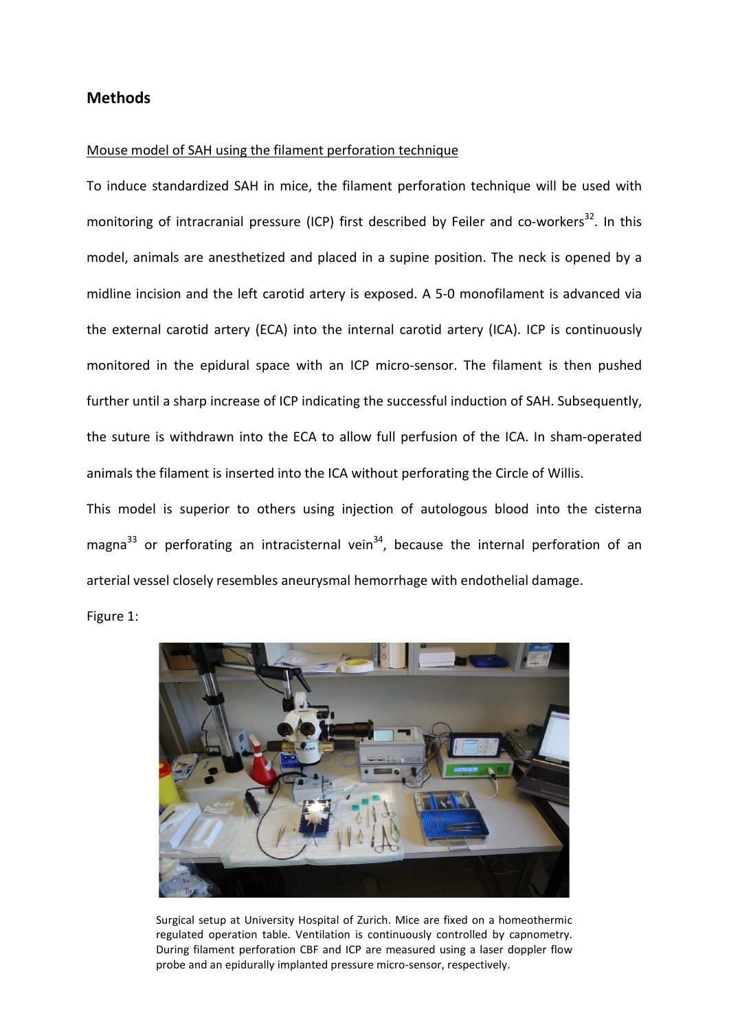## Methods

Mouse model of SAH using the filament perforation technique

To induce standardized SAH in mice, the filament perforation technique will be used with monitoring of intracranial pressure (ICP) first described by Feiler and co-workers[32]. In this model, animals are anesthetized and placed in a supine position. The neck is opened by a midline incision and the left carotid artery is exposed. A 5-0 monofilament is advanced via the external carotid artery (ECA) into the internal carotid artery (ICA). ICP is continuously monitored in the epidural space with an ICP micro-sensor. The filament is then pushed further until a sharp increase of ICP indicating the successful induction of SAH. Subsequently, the suture is withdrawn into the ECA to allow full perfusion of the ICA. In sham-operated animals the filament is inserted into the ICA without perforating the Circle of Willis.

This model is superior to others using injection of autologous blood into the cisterna magna[33] or perforating an intracisternal vein[34], because the internal perforation of an arterial vessel closely resembles aneurysmal hemorrhage with endothelial damage.

Figure 1:

Surgical setup at University Hospital of Zurich. Mice are fixed on a homeothermic regulated operation table. Ventilation is continuously controlled by capnometry. During filament perforation CBF and ICP are measured using a laser doppler flow probe and an epidurally implanted pressure micro-sensor, respectively.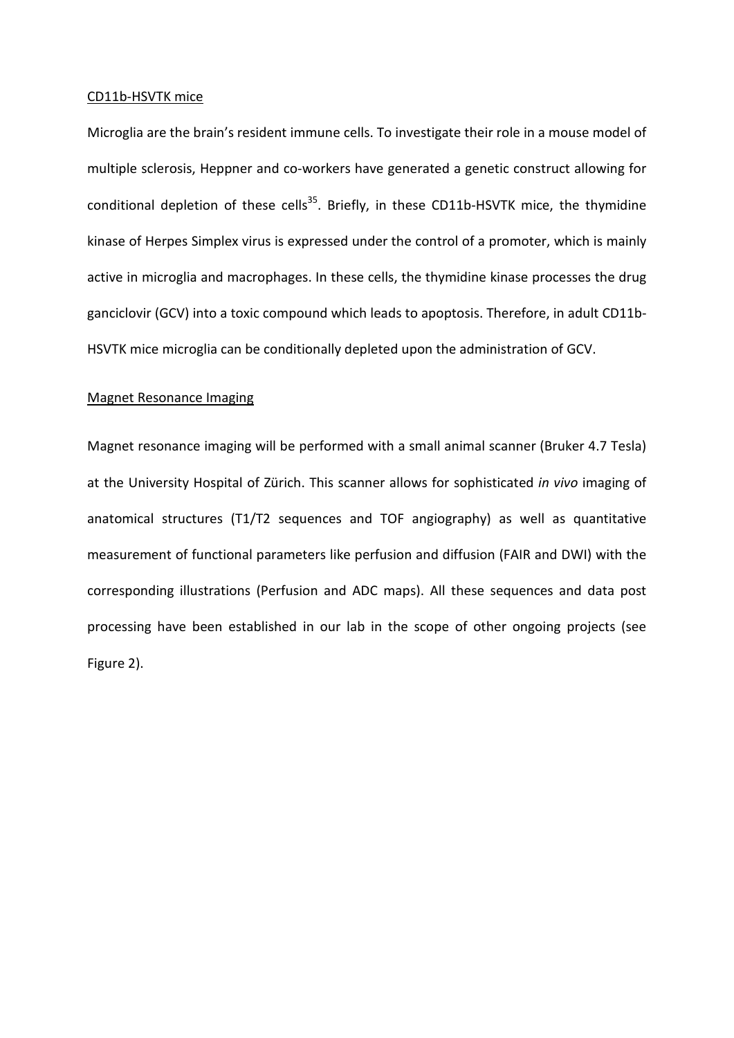CD11b-HSVTK mice

Microglia are the brain's resident immune cells. To investigate their role in a mouse model of multiple sclerosis, Heppner and co-workers have generated a genetic construct allowing for conditional depletion of these cells[35]. Briefly, in these CD11b-HSVTK mice, the thymidine kinase of Herpes Simplex virus is expressed under the control of a promoter, which is mainly active in microglia and macrophages. In these cells, the thymidine kinase processes the drug ganciclovir (GCV) into a toxic compound which leads to apoptosis. Therefore, in adult CD11b-HSVTK mice microglia can be conditionally depleted upon the administration of GCV.

Magnet Resonance Imaging

Magnet resonance imaging will be performed with a small animal scanner (Bruker 4.7 Tesla) at the University Hospital of Zürich. This scanner allows for sophisticated *in vivo* imaging of anatomical structures (T1/T2 sequences and TOF angiography) as well as quantitative measurement of functional parameters like perfusion and diffusion (FAIR and DWI) with the corresponding illustrations (Perfusion and ADC maps). All these sequences and data post processing have been established in our lab in the scope of other ongoing projects (see Figure 2).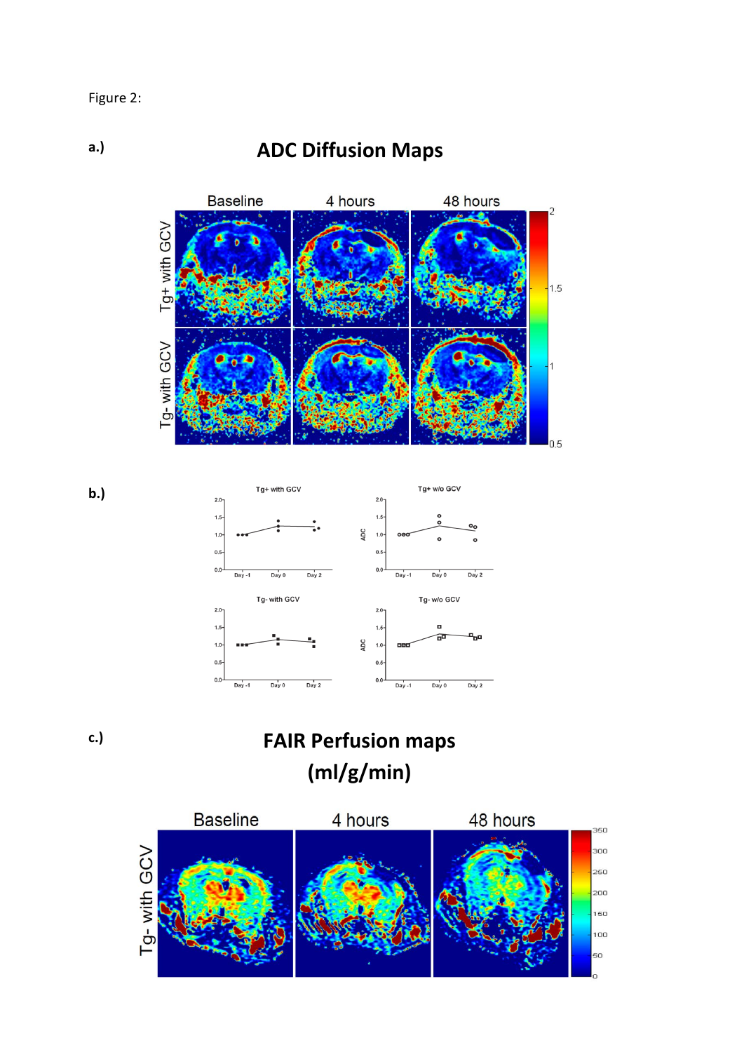Figure 2:

a.)

## ADC Diffusion Maps

b.)

c.)

## FAIR Perfusion maps (ml/g/min)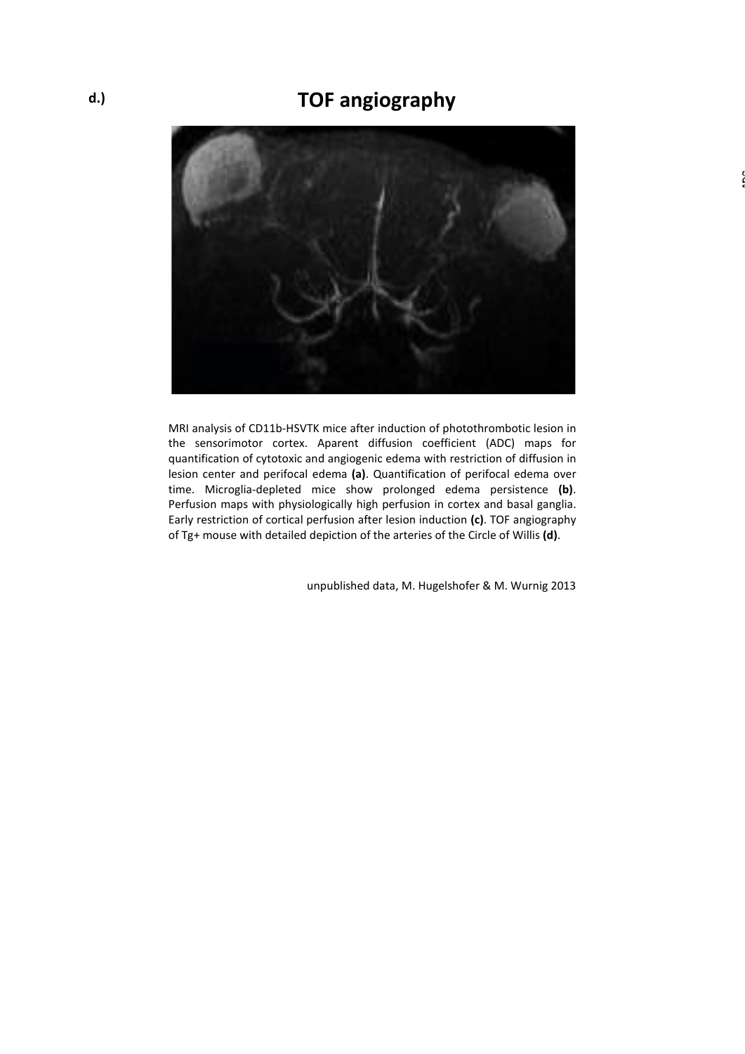**d.)**

## TOF angiography

MRI analysis of CD11b-HSVTK mice after induction of photothrombotic lesion in the sensorimotor cortex. Aparent diffusion coefficient (ADC) maps for quantification of cytotoxic and angiogenic edema with restriction of diffusion in lesion center and perifocal edema **(a)**. Quantification of perifocal edema over time. Microglia-depleted mice show prolonged edema persistence **(b)**. Perfusion maps with physiologically high perfusion in cortex and basal ganglia. Early restriction of cortical perfusion after lesion induction **(c)**. TOF angiography of Tg+ mouse with detailed depiction of the arteries of the Circle of Willis **(d)**.

unpublished data, M. Hugelshofer & M. Wurnig 2013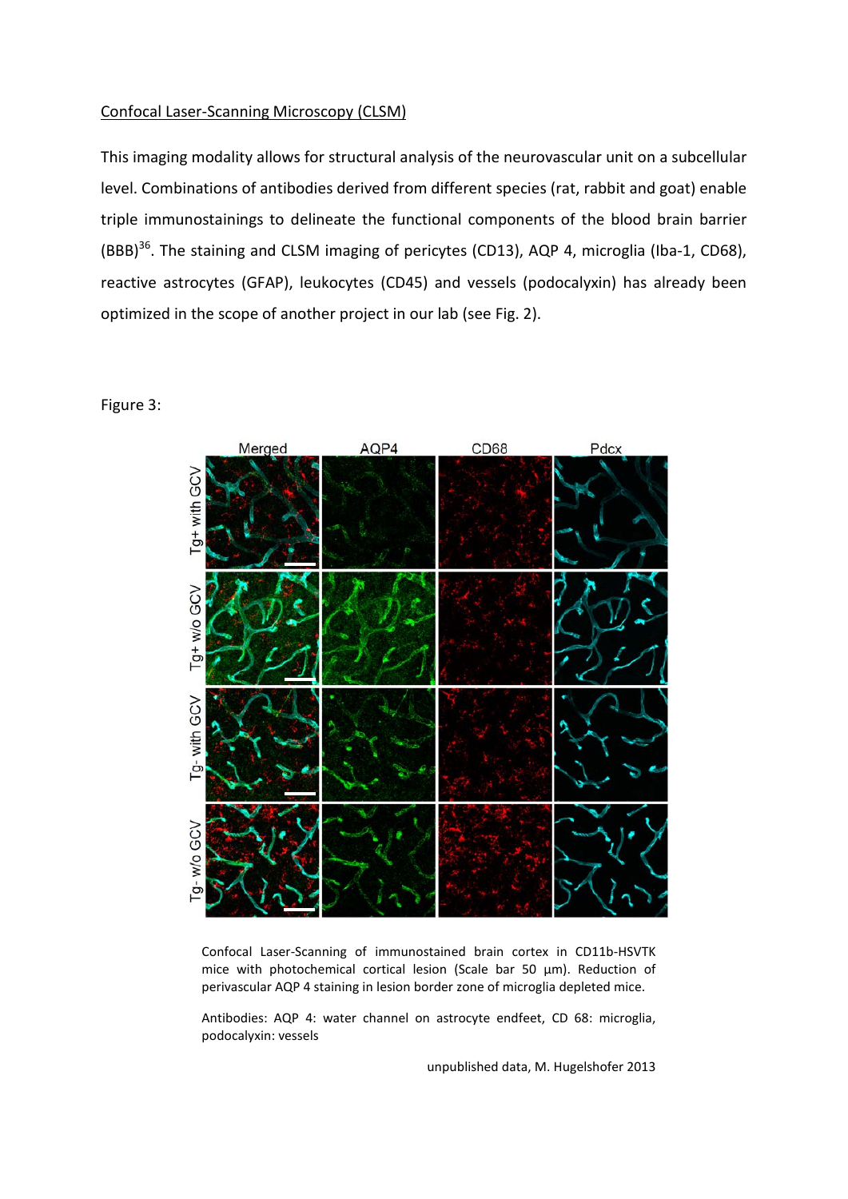Confocal Laser-Scanning Microscopy (CLSM)

This imaging modality allows for structural analysis of the neurovascular unit on a subcellular level. Combinations of antibodies derived from different species (rat, rabbit and goat) enable triple immunostainings to delineate the functional components of the blood brain barrier (BBB)[36]. The staining and CLSM imaging of pericytes (CD13), AQP 4, microglia (Iba-1, CD68), reactive astrocytes (GFAP), leukocytes (CD45) and vessels (podocalyxin) has already been optimized in the scope of another project in our lab (see Fig. 2).

Figure 3:

Confocal Laser-Scanning of immunostained brain cortex in CD11b-HSVTK mice with photochemical cortical lesion (Scale bar 50 µm). Reduction of perivascular AQP 4 staining in lesion border zone of microglia depleted mice.

Antibodies: AQP 4: water channel on astrocyte endfeet, CD 68: microglia, podocalyxin: vessels

unpublished data, M. Hugelshofer 2013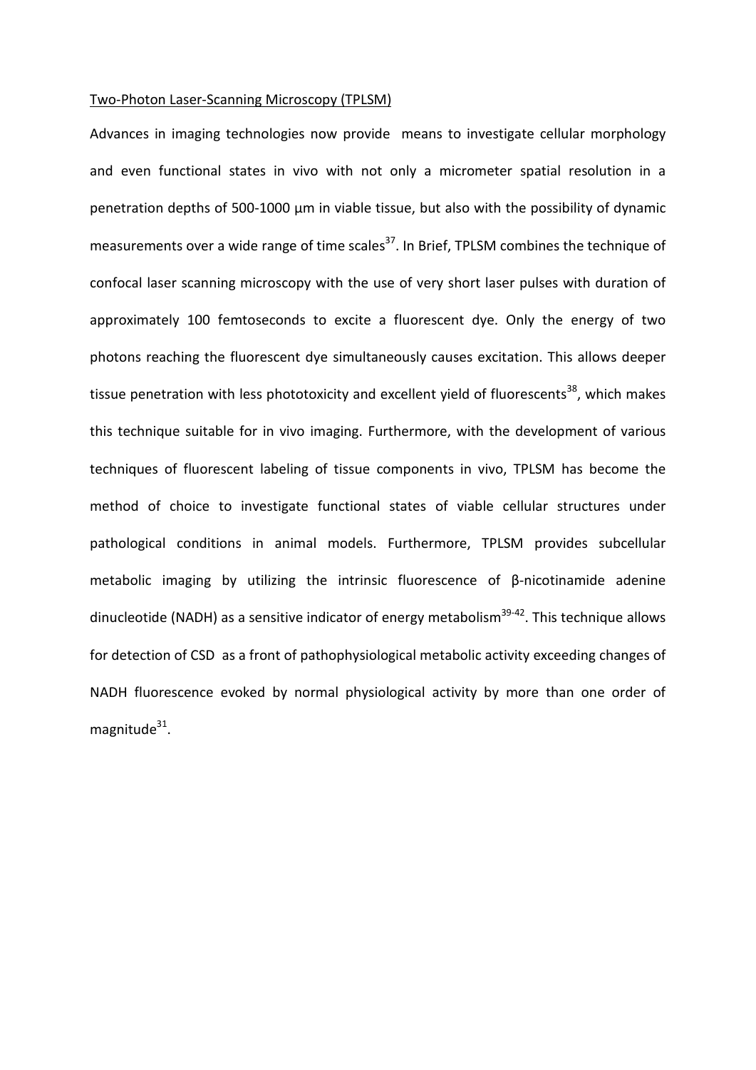Two-Photon Laser-Scanning Microscopy (TPLSM)

Advances in imaging technologies now provide means to investigate cellular morphology and even functional states in vivo with not only a micrometer spatial resolution in a penetration depths of 500-1000 µm in viable tissue, but also with the possibility of dynamic measurements over a wide range of time scales[37]. In Brief, TPLSM combines the technique of confocal laser scanning microscopy with the use of very short laser pulses with duration of approximately 100 femtoseconds to excite a fluorescent dye. Only the energy of two photons reaching the fluorescent dye simultaneously causes excitation. This allows deeper tissue penetration with less phototoxicity and excellent yield of fluorescents[38], which makes this technique suitable for in vivo imaging. Furthermore, with the development of various techniques of fluorescent labeling of tissue components in vivo, TPLSM has become the method of choice to investigate functional states of viable cellular structures under pathological conditions in animal models. Furthermore, TPLSM provides subcellular metabolic imaging by utilizing the intrinsic fluorescence of β-nicotinamide adenine dinucleotide (NADH) as a sensitive indicator of energy metabolism[39-42]. This technique allows for detection of CSD as a front of pathophysiological metabolic activity exceeding changes of NADH fluorescence evoked by normal physiological activity by more than one order of magnitude[31].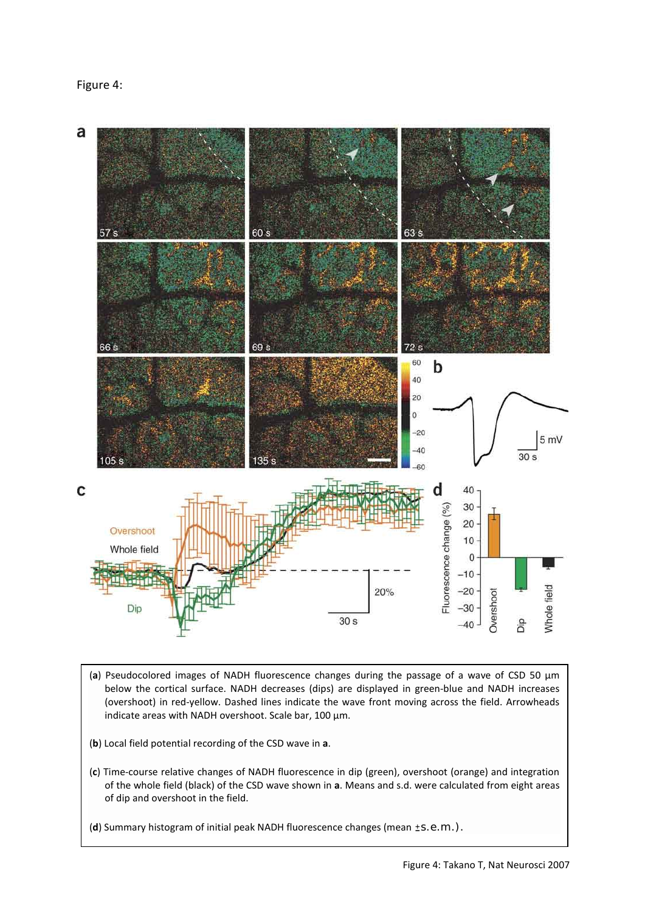Figure 4:

(**a**) Pseudocolored images of NADH fluorescence changes during the passage of a wave of CSD 50 µm below the cortical surface. NADH decreases (dips) are displayed in green-blue and NADH increases (overshoot) in red-yellow. Dashed lines indicate the wave front moving across the field. Arrowheads indicate areas with NADH overshoot. Scale bar, 100 µm.

(**b**) Local field potential recording of the CSD wave in **a**.

(**c**) Time-course relative changes of NADH fluorescence in dip (green), overshoot (orange) and integration of the whole field (black) of the CSD wave shown in **a**. Means and s.d. were calculated from eight areas of dip and overshoot in the field.

(**d**) Summary histogram of initial peak NADH fluorescence changes (mean ±s.e.m.).

Figure 4: Takano T, Nat Neurosci 2007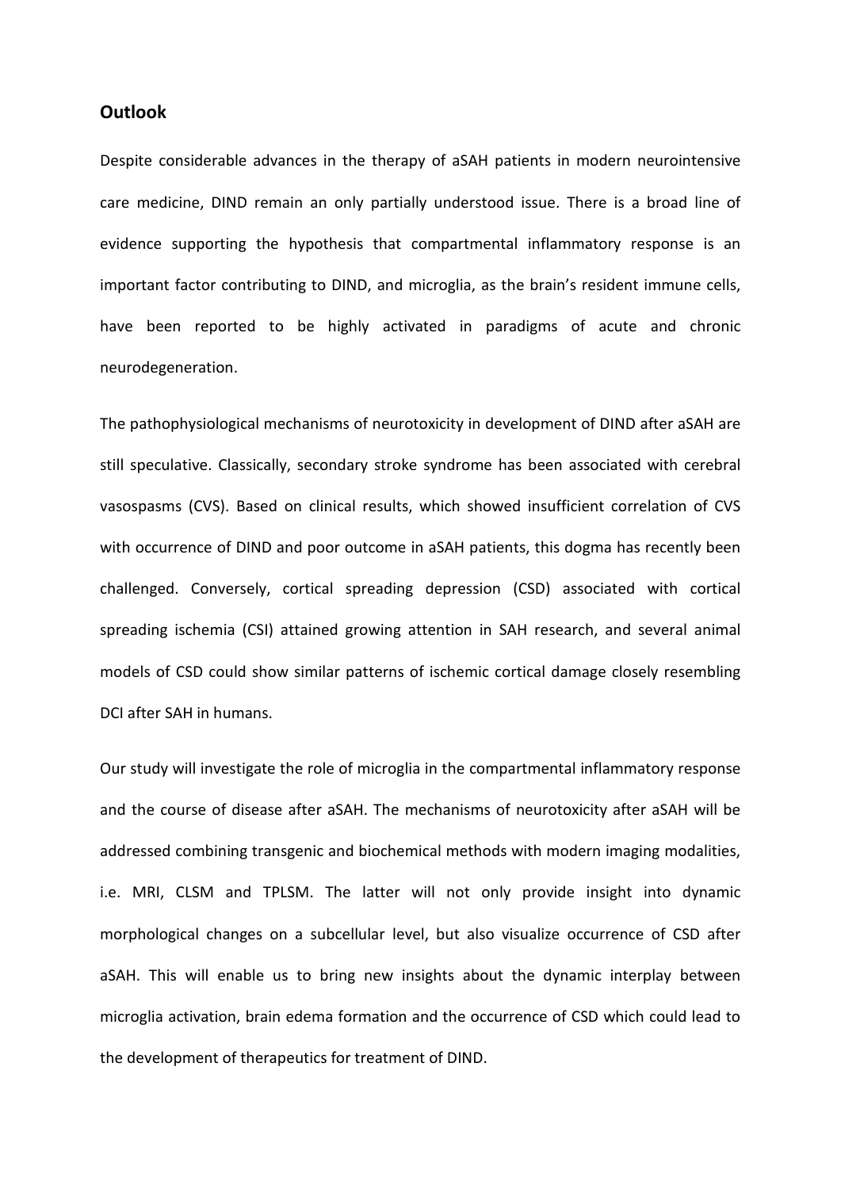## Outlook

Despite considerable advances in the therapy of aSAH patients in modern neurointensive care medicine, DIND remain an only partially understood issue. There is a broad line of evidence supporting the hypothesis that compartmental inflammatory response is an important factor contributing to DIND, and microglia, as the brain's resident immune cells, have been reported to be highly activated in paradigms of acute and chronic neurodegeneration.

The pathophysiological mechanisms of neurotoxicity in development of DIND after aSAH are still speculative. Classically, secondary stroke syndrome has been associated with cerebral vasospasms (CVS). Based on clinical results, which showed insufficient correlation of CVS with occurrence of DIND and poor outcome in aSAH patients, this dogma has recently been challenged. Conversely, cortical spreading depression (CSD) associated with cortical spreading ischemia (CSI) attained growing attention in SAH research, and several animal models of CSD could show similar patterns of ischemic cortical damage closely resembling DCI after SAH in humans.

Our study will investigate the role of microglia in the compartmental inflammatory response and the course of disease after aSAH. The mechanisms of neurotoxicity after aSAH will be addressed combining transgenic and biochemical methods with modern imaging modalities, i.e. MRI, CLSM and TPLSM. The latter will not only provide insight into dynamic morphological changes on a subcellular level, but also visualize occurrence of CSD after aSAH. This will enable us to bring new insights about the dynamic interplay between microglia activation, brain edema formation and the occurrence of CSD which could lead to the development of therapeutics for treatment of DIND.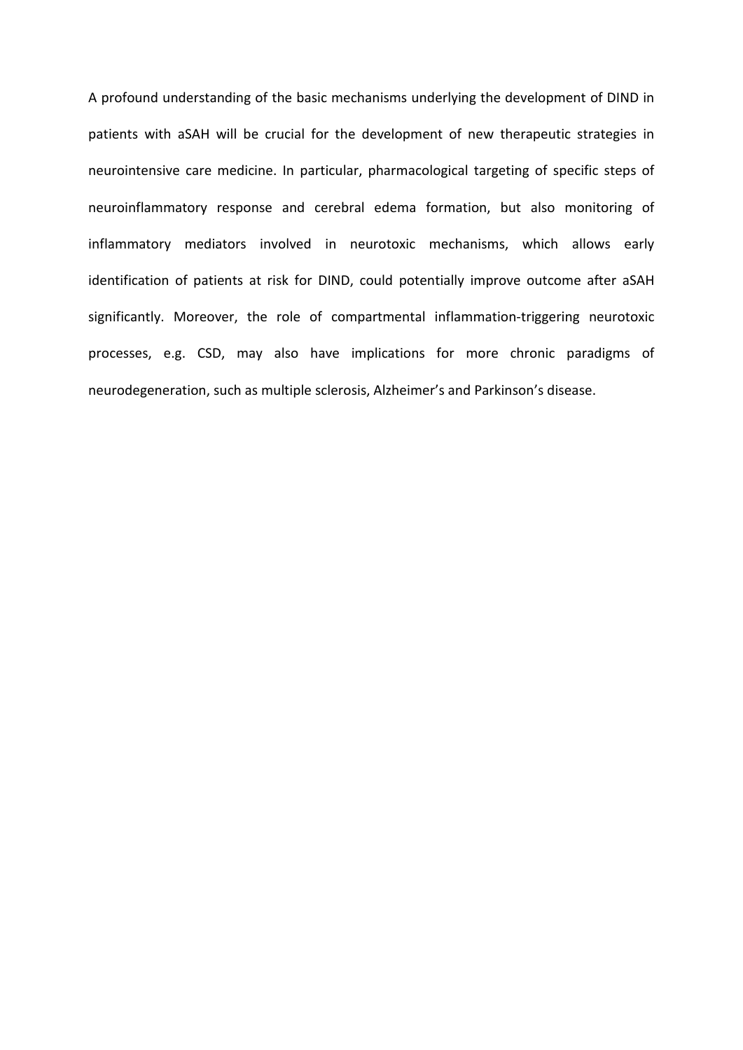A profound understanding of the basic mechanisms underlying the development of DIND in patients with aSAH will be crucial for the development of new therapeutic strategies in neurointensive care medicine. In particular, pharmacological targeting of specific steps of neuroinflammatory response and cerebral edema formation, but also monitoring of inflammatory mediators involved in neurotoxic mechanisms, which allows early identification of patients at risk for DIND, could potentially improve outcome after aSAH significantly. Moreover, the role of compartmental inflammation-triggering neurotoxic processes, e.g. CSD, may also have implications for more chronic paradigms of neurodegeneration, such as multiple sclerosis, Alzheimer's and Parkinson's disease.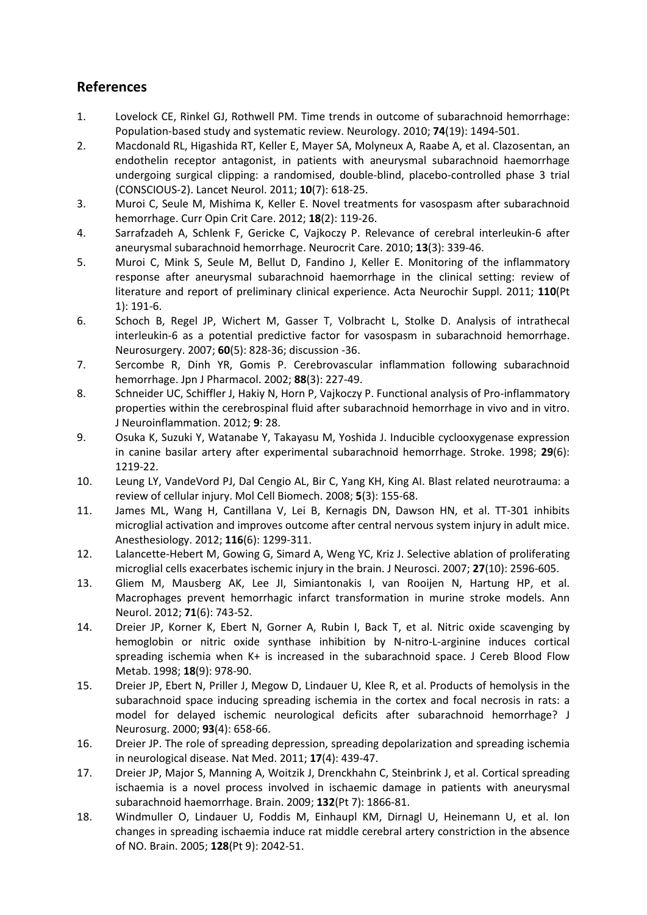## References

1. Lovelock CE, Rinkel GJ, Rothwell PM. Time trends in outcome of subarachnoid hemorrhage: Population-based study and systematic review. Neurology. 2010; **74**(19): 1494-501.
2. Macdonald RL, Higashida RT, Keller E, Mayer SA, Molyneux A, Raabe A, et al. Clazosentan, an endothelin receptor antagonist, in patients with aneurysmal subarachnoid haemorrhage undergoing surgical clipping: a randomised, double-blind, placebo-controlled phase 3 trial (CONSCIOUS-2). Lancet Neurol. 2011; **10**(7): 618-25.
3. Muroi C, Seule M, Mishima K, Keller E. Novel treatments for vasospasm after subarachnoid hemorrhage. Curr Opin Crit Care. 2012; **18**(2): 119-26.
4. Sarrafzadeh A, Schlenk F, Gericke C, Vajkoczy P. Relevance of cerebral interleukin-6 after aneurysmal subarachnoid hemorrhage. Neurocrit Care. 2010; **13**(3): 339-46.
5. Muroi C, Mink S, Seule M, Bellut D, Fandino J, Keller E. Monitoring of the inflammatory response after aneurysmal subarachnoid haemorrhage in the clinical setting: review of literature and report of preliminary clinical experience. Acta Neurochir Suppl. 2011; **110**(Pt 1): 191-6.
6. Schoch B, Regel JP, Wichert M, Gasser T, Volbracht L, Stolke D. Analysis of intrathecal interleukin-6 as a potential predictive factor for vasospasm in subarachnoid hemorrhage. Neurosurgery. 2007; **60**(5): 828-36; discussion -36.
7. Sercombe R, Dinh YR, Gomis P. Cerebrovascular inflammation following subarachnoid hemorrhage. Jpn J Pharmacol. 2002; **88**(3): 227-49.
8. Schneider UC, Schiffler J, Hakiy N, Horn P, Vajkoczy P. Functional analysis of Pro-inflammatory properties within the cerebrospinal fluid after subarachnoid hemorrhage in vivo and in vitro. J Neuroinflammation. 2012; **9**: 28.
9. Osuka K, Suzuki Y, Watanabe Y, Takayasu M, Yoshida J. Inducible cyclooxygenase expression in canine basilar artery after experimental subarachnoid hemorrhage. Stroke. 1998; **29**(6): 1219-22.
10. Leung LY, VandeVord PJ, Dal Cengio AL, Bir C, Yang KH, King AI. Blast related neurotrauma: a review of cellular injury. Mol Cell Biomech. 2008; **5**(3): 155-68.
11. James ML, Wang H, Cantillana V, Lei B, Kernagis DN, Dawson HN, et al. TT-301 inhibits microglial activation and improves outcome after central nervous system injury in adult mice. Anesthesiology. 2012; **116**(6): 1299-311.
12. Lalancette-Hebert M, Gowing G, Simard A, Weng YC, Kriz J. Selective ablation of proliferating microglial cells exacerbates ischemic injury in the brain. J Neurosci. 2007; **27**(10): 2596-605.
13. Gliem M, Mausberg AK, Lee JI, Simiantonakis I, van Rooijen N, Hartung HP, et al. Macrophages prevent hemorrhagic infarct transformation in murine stroke models. Ann Neurol. 2012; **71**(6): 743-52.
14. Dreier JP, Korner K, Ebert N, Gorner A, Rubin I, Back T, et al. Nitric oxide scavenging by hemoglobin or nitric oxide synthase inhibition by N-nitro-L-arginine induces cortical spreading ischemia when K+ is increased in the subarachnoid space. J Cereb Blood Flow Metab. 1998; **18**(9): 978-90.
15. Dreier JP, Ebert N, Priller J, Megow D, Lindauer U, Klee R, et al. Products of hemolysis in the subarachnoid space inducing spreading ischemia in the cortex and focal necrosis in rats: a model for delayed ischemic neurological deficits after subarachnoid hemorrhage? J Neurosurg. 2000; **93**(4): 658-66.
16. Dreier JP. The role of spreading depression, spreading depolarization and spreading ischemia in neurological disease. Nat Med. 2011; **17**(4): 439-47.
17. Dreier JP, Major S, Manning A, Woitzik J, Drenckhahn C, Steinbrink J, et al. Cortical spreading ischaemia is a novel process involved in ischaemic damage in patients with aneurysmal subarachnoid haemorrhage. Brain. 2009; **132**(Pt 7): 1866-81.
18. Windmuller O, Lindauer U, Foddis M, Einhaupl KM, Dirnagl U, Heinemann U, et al. Ion changes in spreading ischaemia induce rat middle cerebral artery constriction in the absence of NO. Brain. 2005; **128**(Pt 9): 2042-51.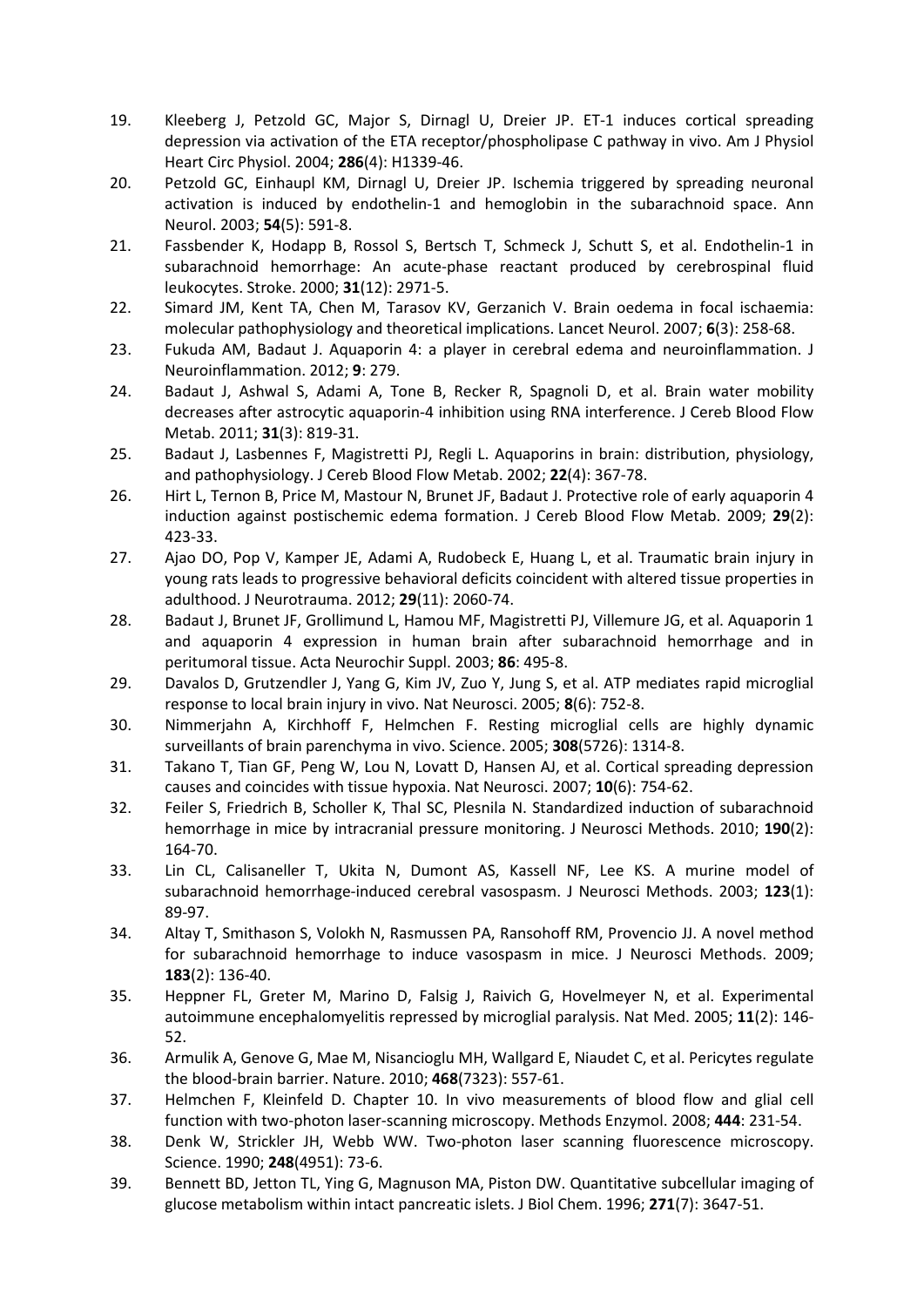19. Kleeberg J, Petzold GC, Major S, Dirnagl U, Dreier JP. ET-1 induces cortical spreading depression via activation of the ETA receptor/phospholipase C pathway in vivo. Am J Physiol Heart Circ Physiol. 2004; **286**(4): H1339-46.
20. Petzold GC, Einhaupl KM, Dirnagl U, Dreier JP. Ischemia triggered by spreading neuronal activation is induced by endothelin-1 and hemoglobin in the subarachnoid space. Ann Neurol. 2003; **54**(5): 591-8.
21. Fassbender K, Hodapp B, Rossol S, Bertsch T, Schmeck J, Schutt S, et al. Endothelin-1 in subarachnoid hemorrhage: An acute-phase reactant produced by cerebrospinal fluid leukocytes. Stroke. 2000; **31**(12): 2971-5.
22. Simard JM, Kent TA, Chen M, Tarasov KV, Gerzanich V. Brain oedema in focal ischaemia: molecular pathophysiology and theoretical implications. Lancet Neurol. 2007; **6**(3): 258-68.
23. Fukuda AM, Badaut J. Aquaporin 4: a player in cerebral edema and neuroinflammation. J Neuroinflammation. 2012; **9**: 279.
24. Badaut J, Ashwal S, Adami A, Tone B, Recker R, Spagnoli D, et al. Brain water mobility decreases after astrocytic aquaporin-4 inhibition using RNA interference. J Cereb Blood Flow Metab. 2011; **31**(3): 819-31.
25. Badaut J, Lasbennes F, Magistretti PJ, Regli L. Aquaporins in brain: distribution, physiology, and pathophysiology. J Cereb Blood Flow Metab. 2002; **22**(4): 367-78.
26. Hirt L, Ternon B, Price M, Mastour N, Brunet JF, Badaut J. Protective role of early aquaporin 4 induction against postischemic edema formation. J Cereb Blood Flow Metab. 2009; **29**(2): 423-33.
27. Ajao DO, Pop V, Kamper JE, Adami A, Rudobeck E, Huang L, et al. Traumatic brain injury in young rats leads to progressive behavioral deficits coincident with altered tissue properties in adulthood. J Neurotrauma. 2012; **29**(11): 2060-74.
28. Badaut J, Brunet JF, Grollimund L, Hamou MF, Magistretti PJ, Villemure JG, et al. Aquaporin 1 and aquaporin 4 expression in human brain after subarachnoid hemorrhage and in peritumoral tissue. Acta Neurochir Suppl. 2003; **86**: 495-8.
29. Davalos D, Grutzendler J, Yang G, Kim JV, Zuo Y, Jung S, et al. ATP mediates rapid microglial response to local brain injury in vivo. Nat Neurosci. 2005; **8**(6): 752-8.
30. Nimmerjahn A, Kirchhoff F, Helmchen F. Resting microglial cells are highly dynamic surveillants of brain parenchyma in vivo. Science. 2005; **308**(5726): 1314-8.
31. Takano T, Tian GF, Peng W, Lou N, Lovatt D, Hansen AJ, et al. Cortical spreading depression causes and coincides with tissue hypoxia. Nat Neurosci. 2007; **10**(6): 754-62.
32. Feiler S, Friedrich B, Scholler K, Thal SC, Plesnila N. Standardized induction of subarachnoid hemorrhage in mice by intracranial pressure monitoring. J Neurosci Methods. 2010; **190**(2): 164-70.
33. Lin CL, Calisaneller T, Ukita N, Dumont AS, Kassell NF, Lee KS. A murine model of subarachnoid hemorrhage-induced cerebral vasospasm. J Neurosci Methods. 2003; **123**(1): 89-97.
34. Altay T, Smithason S, Volokh N, Rasmussen PA, Ransohoff RM, Provencio JJ. A novel method for subarachnoid hemorrhage to induce vasospasm in mice. J Neurosci Methods. 2009; **183**(2): 136-40.
35. Heppner FL, Greter M, Marino D, Falsig J, Raivich G, Hovelmeyer N, et al. Experimental autoimmune encephalomyelitis repressed by microglial paralysis. Nat Med. 2005; **11**(2): 146-52.
36. Armulik A, Genove G, Mae M, Nisancioglu MH, Wallgard E, Niaudet C, et al. Pericytes regulate the blood-brain barrier. Nature. 2010; **468**(7323): 557-61.
37. Helmchen F, Kleinfeld D. Chapter 10. In vivo measurements of blood flow and glial cell function with two-photon laser-scanning microscopy. Methods Enzymol. 2008; **444**: 231-54.
38. Denk W, Strickler JH, Webb WW. Two-photon laser scanning fluorescence microscopy. Science. 1990; **248**(4951): 73-6.
39. Bennett BD, Jetton TL, Ying G, Magnuson MA, Piston DW. Quantitative subcellular imaging of glucose metabolism within intact pancreatic islets. J Biol Chem. 1996; **271**(7): 3647-51.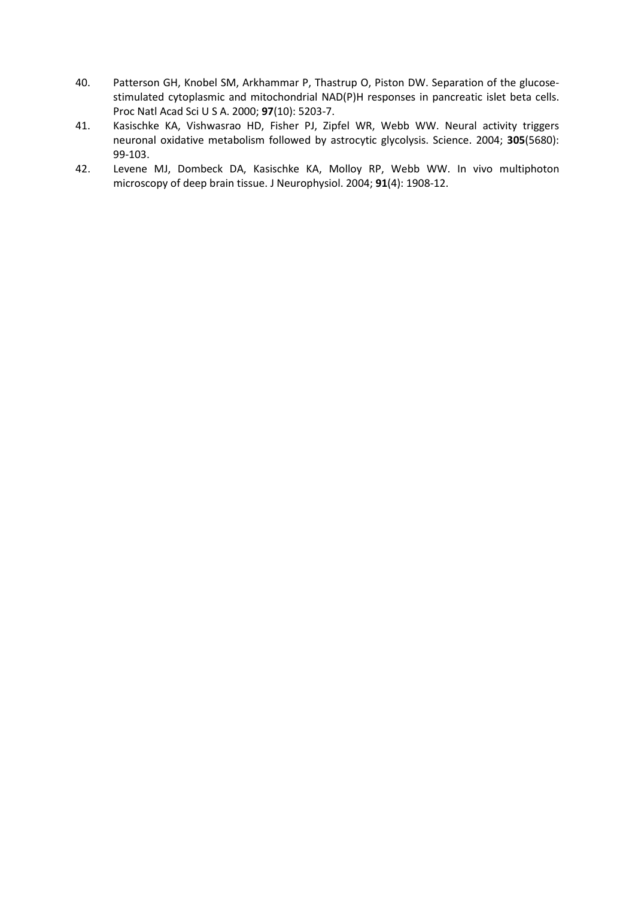40. Patterson GH, Knobel SM, Arkhammar P, Thastrup O, Piston DW. Separation of the glucose-stimulated cytoplasmic and mitochondrial NAD(P)H responses in pancreatic islet beta cells. Proc Natl Acad Sci U S A. 2000; **97**(10): 5203-7.
41. Kasischke KA, Vishwasrao HD, Fisher PJ, Zipfel WR, Webb WW. Neural activity triggers neuronal oxidative metabolism followed by astrocytic glycolysis. Science. 2004; **305**(5680): 99-103.
42. Levene MJ, Dombeck DA, Kasischke KA, Molloy RP, Webb WW. In vivo multiphoton microscopy of deep brain tissue. J Neurophysiol. 2004; **91**(4): 1908-12.